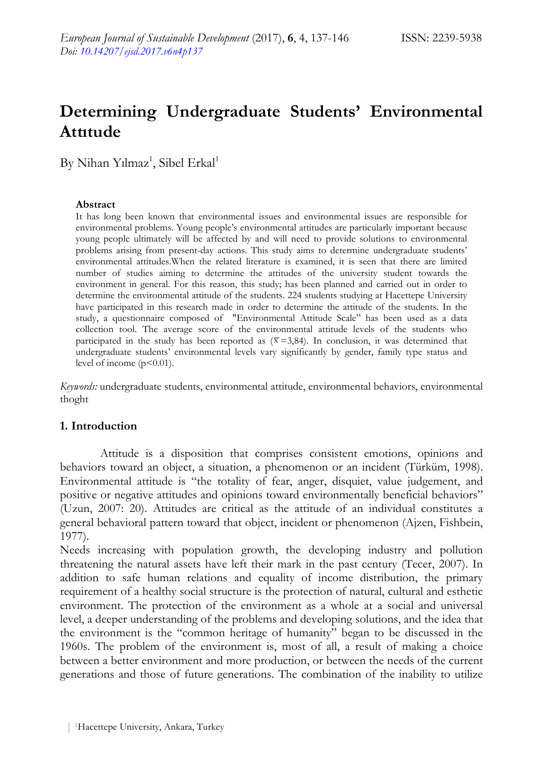# Determining Undergraduate Students' Environmental Attıtude

By Nihan Yılmaz[1], Sibel Erkal[1]

### Abstract

It has long been known that environmental issues and environmental issues are responsible for environmental problems. Young people's environmental attitudes are particularly important because young people ultimately will be affected by and will need to provide solutions to environmental problems arising from present-day actions. This study aims to determine undergraduate students' environmental attitudes.When the related literature is examined, it is seen that there are limited number of studies aiming to determine the attitudes of the university student towards the environment in general. For this reason, this study; has been planned and carried out in order to determine the environmental attitude of the students. 224 students studying at Hacettepe University have participated in this research made in order to determine the attitude of the students. In the study, a questionnaire composed of "Environmental Attitude Scale" has been used as a data collection tool. The average score of the environmental attitude levels of the students who participated in the study has been reported as ($\bar{x}$=3,84). In conclusion, it was determined that undergraduate students' environmental levels vary significantly by gender, family type status and level of income ($p<0.01$).

*Keywords:* undergraduate students, environmental attitude, environmental behaviors, environmental thoght

## 1. Introduction

Attitude is a disposition that comprises consistent emotions, opinions and behaviors toward an object, a situation, a phenomenon or an incident (Türküm, 1998). Environmental attitude is "the totality of fear, anger, disquiet, value judgement, and positive or negative attitudes and opinions toward environmentally beneficial behaviors" (Uzun, 2007: 20). Attitudes are critical as the attitude of an individual constitutes a general behavioral pattern toward that object, incident or phenomenon (Ajzen, Fishbein, 1977).

Needs increasing with population growth, the developing industry and pollution threatening the natural assets have left their mark in the past century (Tecer, 2007). In addition to safe human relations and equality of income distribution, the primary requirement of a healthy social structure is the protection of natural, cultural and esthetic environment. The protection of the environment as a whole at a social and universal level, a deeper understanding of the problems and developing solutions, and the idea that the environment is the "common heritage of humanity" began to be discussed in the 1960s. The problem of the environment is, most of all, a result of making a choice between a better environment and more production, or between the needs of the current generations and those of future generations. The combination of the inability to utilize

[1]Hacettepe University, Ankara, Turkey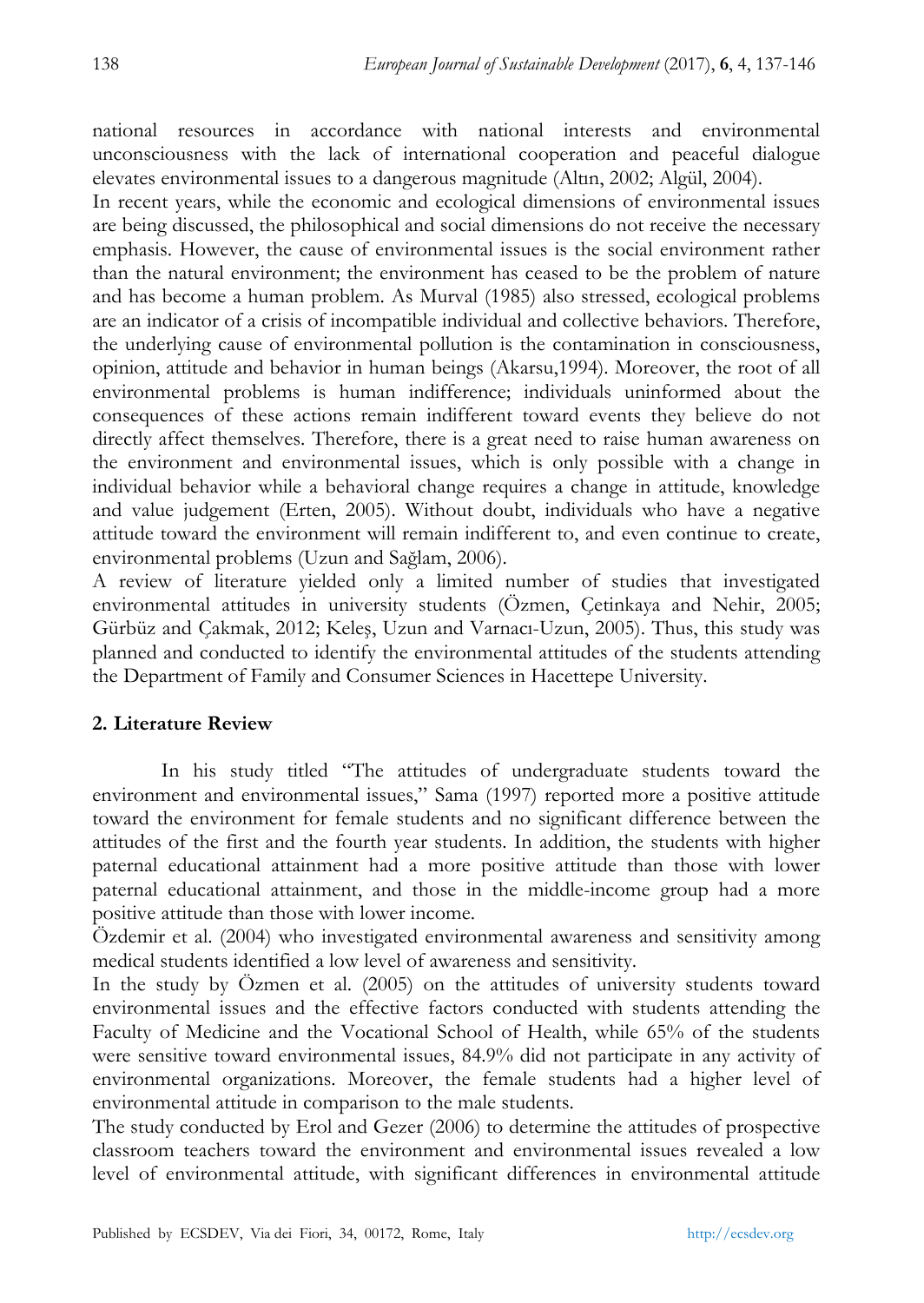national resources in accordance with national interests and environmental unconsciousness with the lack of international cooperation and peaceful dialogue elevates environmental issues to a dangerous magnitude (Altın, 2002; Algül, 2004).

In recent years, while the economic and ecological dimensions of environmental issues are being discussed, the philosophical and social dimensions do not receive the necessary emphasis. However, the cause of environmental issues is the social environment rather than the natural environment; the environment has ceased to be the problem of nature and has become a human problem. As Murval (1985) also stressed, ecological problems are an indicator of a crisis of incompatible individual and collective behaviors. Therefore, the underlying cause of environmental pollution is the contamination in consciousness, opinion, attitude and behavior in human beings (Akarsu,1994). Moreover, the root of all environmental problems is human indifference; individuals uninformed about the consequences of these actions remain indifferent toward events they believe do not directly affect themselves. Therefore, there is a great need to raise human awareness on the environment and environmental issues, which is only possible with a change in individual behavior while a behavioral change requires a change in attitude, knowledge and value judgement (Erten, 2005). Without doubt, individuals who have a negative attitude toward the environment will remain indifferent to, and even continue to create, environmental problems (Uzun and Sağlam, 2006).

A review of literature yielded only a limited number of studies that investigated environmental attitudes in university students (Özmen, Çetinkaya and Nehir, 2005; Gürbüz and Çakmak, 2012; Keleş, Uzun and Varnacı-Uzun, 2005). Thus, this study was planned and conducted to identify the environmental attitudes of the students attending the Department of Family and Consumer Sciences in Hacettepe University.

## 2. Literature Review

In his study titled "The attitudes of undergraduate students toward the environment and environmental issues," Sama (1997) reported more a positive attitude toward the environment for female students and no significant difference between the attitudes of the first and the fourth year students. In addition, the students with higher paternal educational attainment had a more positive attitude than those with lower paternal educational attainment, and those in the middle-income group had a more positive attitude than those with lower income.

Özdemir et al. (2004) who investigated environmental awareness and sensitivity among medical students identified a low level of awareness and sensitivity.

In the study by Özmen et al. (2005) on the attitudes of university students toward environmental issues and the effective factors conducted with students attending the Faculty of Medicine and the Vocational School of Health, while 65% of the students were sensitive toward environmental issues, 84.9% did not participate in any activity of environmental organizations. Moreover, the female students had a higher level of environmental attitude in comparison to the male students.

The study conducted by Erol and Gezer (2006) to determine the attitudes of prospective classroom teachers toward the environment and environmental issues revealed a low level of environmental attitude, with significant differences in environmental attitude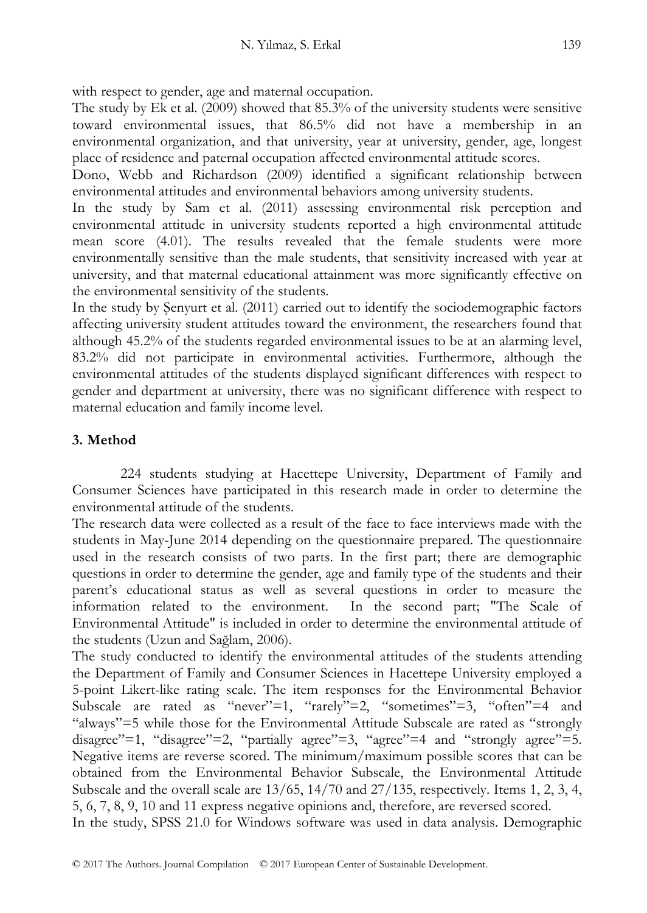with respect to gender, age and maternal occupation.

The study by Ek et al. (2009) showed that 85.3% of the university students were sensitive toward environmental issues, that 86.5% did not have a membership in an environmental organization, and that university, year at university, gender, age, longest place of residence and paternal occupation affected environmental attitude scores.

Dono, Webb and Richardson (2009) identified a significant relationship between environmental attitudes and environmental behaviors among university students.

In the study by Sam et al. (2011) assessing environmental risk perception and environmental attitude in university students reported a high environmental attitude mean score (4.01). The results revealed that the female students were more environmentally sensitive than the male students, that sensitivity increased with year at university, and that maternal educational attainment was more significantly effective on the environmental sensitivity of the students.

In the study by Şenyurt et al. (2011) carried out to identify the sociodemographic factors affecting university student attitudes toward the environment, the researchers found that although 45.2% of the students regarded environmental issues to be at an alarming level, 83.2% did not participate in environmental activities. Furthermore, although the environmental attitudes of the students displayed significant differences with respect to gender and department at university, there was no significant difference with respect to maternal education and family income level.

## 3. Method

224 students studying at Hacettepe University, Department of Family and Consumer Sciences have participated in this research made in order to determine the environmental attitude of the students.

The research data were collected as a result of the face to face interviews made with the students in May-June 2014 depending on the questionnaire prepared. The questionnaire used in the research consists of two parts. In the first part; there are demographic questions in order to determine the gender, age and family type of the students and their parent's educational status as well as several questions in order to measure the information related to the environment. In the second part; "The Scale of Environmental Attitude" is included in order to determine the environmental attitude of the students (Uzun and Sağlam, 2006).

The study conducted to identify the environmental attitudes of the students attending the Department of Family and Consumer Sciences in Hacettepe University employed a 5-point Likert-like rating scale. The item responses for the Environmental Behavior Subscale are rated as "never"=1, "rarely"=2, "sometimes"=3, "often"=4 and "always"=5 while those for the Environmental Attitude Subscale are rated as "strongly disagree"=1, "disagree"=2, "partially agree"=3, "agree"=4 and "strongly agree"=5. Negative items are reverse scored. The minimum/maximum possible scores that can be obtained from the Environmental Behavior Subscale, the Environmental Attitude Subscale and the overall scale are 13/65, 14/70 and 27/135, respectively. Items 1, 2, 3, 4, 5, 6, 7, 8, 9, 10 and 11 express negative opinions and, therefore, are reversed scored.

In the study, SPSS 21.0 for Windows software was used in data analysis. Demographic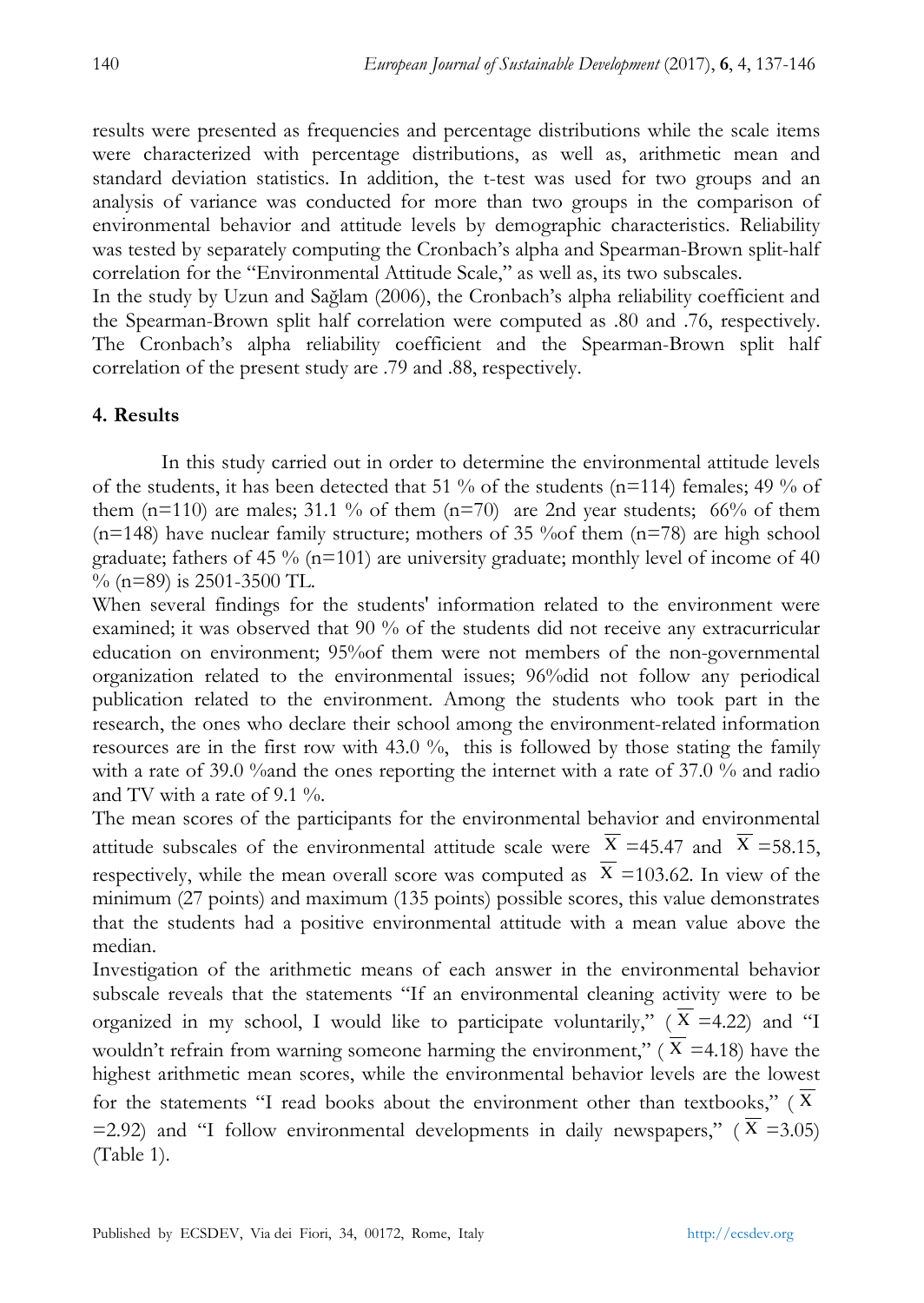results were presented as frequencies and percentage distributions while the scale items were characterized with percentage distributions, as well as, arithmetic mean and standard deviation statistics. In addition, the t-test was used for two groups and an analysis of variance was conducted for more than two groups in the comparison of environmental behavior and attitude levels by demographic characteristics. Reliability was tested by separately computing the Cronbach's alpha and Spearman-Brown split-half correlation for the "Environmental Attitude Scale," as well as, its two subscales.

In the study by Uzun and Sağlam (2006), the Cronbach's alpha reliability coefficient and the Spearman-Brown split half correlation were computed as .80 and .76, respectively. The Cronbach's alpha reliability coefficient and the Spearman-Brown split half correlation of the present study are .79 and .88, respectively.

## 4. Results

In this study carried out in order to determine the environmental attitude levels of the students, it has been detected that 51 % of the students (n=114) females; 49 % of them (n=110) are males; 31.1 % of them (n=70) are 2nd year students; 66% of them (n=148) have nuclear family structure; mothers of 35 %of them (n=78) are high school graduate; fathers of 45 % (n=101) are university graduate; monthly level of income of 40 % (n=89) is 2501-3500 TL.

When several findings for the students' information related to the environment were examined; it was observed that 90 % of the students did not receive any extracurricular education on environment; 95%of them were not members of the non-governmental organization related to the environmental issues; 96%did not follow any periodical publication related to the environment. Among the students who took part in the research, the ones who declare their school among the environment-related information resources are in the first row with 43.0 %, this is followed by those stating the family with a rate of 39.0 %and the ones reporting the internet with a rate of 37.0 % and radio and TV with a rate of 9.1 %.

The mean scores of the participants for the environmental behavior and environmental attitude subscales of the environmental attitude scale were $\overline{X}=45.47$ and $\overline{X}=58.15$, respectively, while the mean overall score was computed as $\overline{X}=103.62$. In view of the minimum (27 points) and maximum (135 points) possible scores, this value demonstrates that the students had a positive environmental attitude with a mean value above the median.

Investigation of the arithmetic means of each answer in the environmental behavior subscale reveals that the statements "If an environmental cleaning activity were to be organized in my school, I would like to participate voluntarily," ($\overline{X}=4.22$) and "I wouldn't refrain from warning someone harming the environment," ($\overline{X}=4.18$) have the highest arithmetic mean scores, while the environmental behavior levels are the lowest for the statements "I read books about the environment other than textbooks," ($\overline{X}=2.92$) and "I follow environmental developments in daily newspapers," ($\overline{X}=3.05$) (Table 1).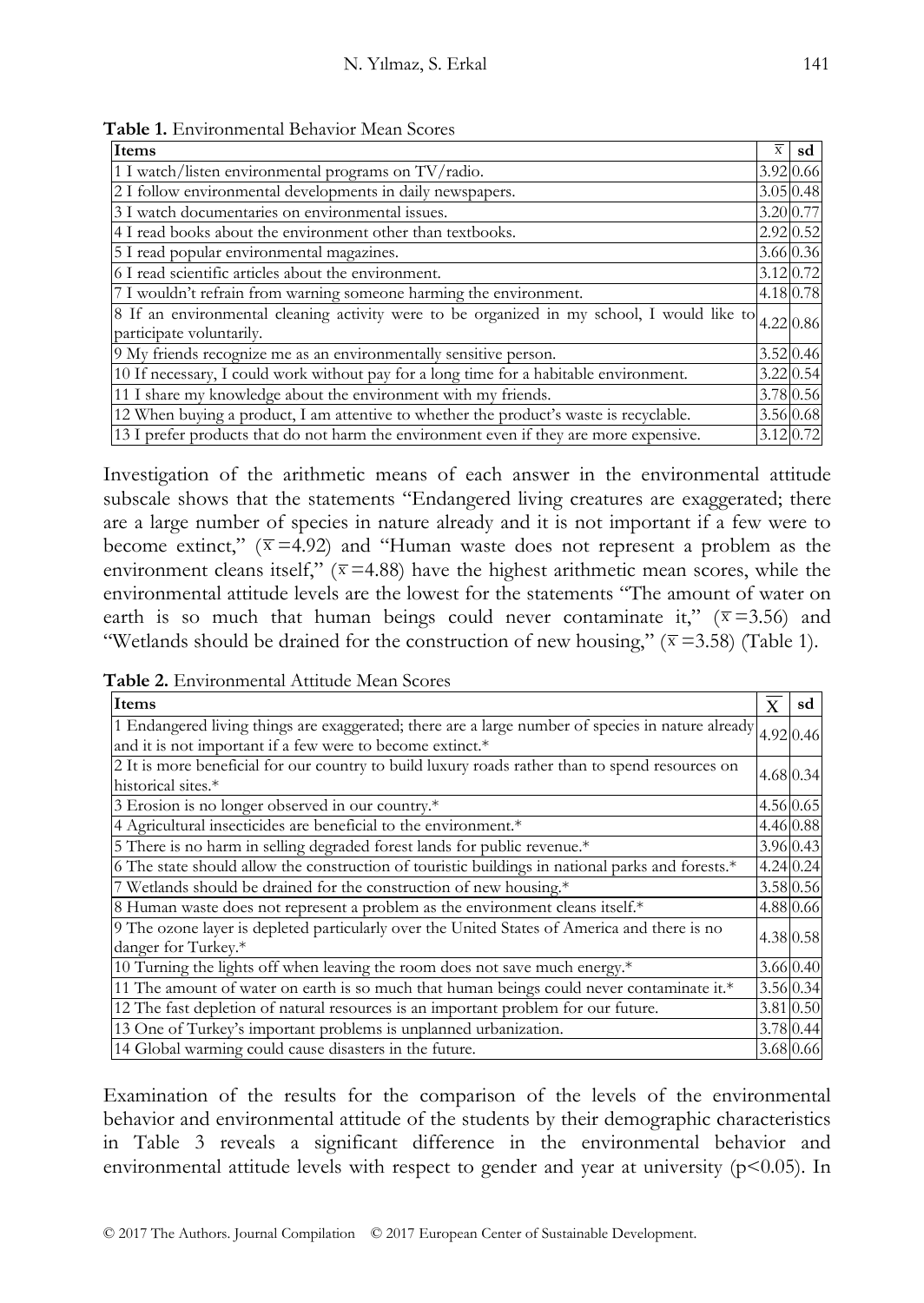**Table 1.** Environmental Behavior Mean Scores

| Items | $\overline{x}$ | sd |
|---|---|---|
| 1 I watch/listen environmental programs on TV/radio. | 3.92 | 0.66 |
| 2 I follow environmental developments in daily newspapers. | 3.05 | 0.48 |
| 3 I watch documentaries on environmental issues. | 3.20 | 0.77 |
| 4 I read books about the environment other than textbooks. | 2.92 | 0.52 |
| 5 I read popular environmental magazines. | 3.66 | 0.36 |
| 6 I read scientific articles about the environment. | 3.12 | 0.72 |
| 7 I wouldn't refrain from warning someone harming the environment. | 4.18 | 0.78 |
| 8 If an environmental cleaning activity were to be organized in my school, I would like to participate voluntarily. | 4.22 | 0.86 |
| 9 My friends recognize me as an environmentally sensitive person. | 3.52 | 0.46 |
| 10 If necessary, I could work without pay for a long time for a habitable environment. | 3.22 | 0.54 |
| 11 I share my knowledge about the environment with my friends. | 3.78 | 0.56 |
| 12 When buying a product, I am attentive to whether the product's waste is recyclable. | 3.56 | 0.68 |
| 13 I prefer products that do not harm the environment even if they are more expensive. | 3.12 | 0.72 |

Investigation of the arithmetic means of each answer in the environmental attitude subscale shows that the statements "Endangered living creatures are exaggerated; there are a large number of species in nature already and it is not important if a few were to become extinct," ($\overline{x}$=4.92) and "Human waste does not represent a problem as the environment cleans itself," ($\overline{x}$=4.88) have the highest arithmetic mean scores, while the environmental attitude levels are the lowest for the statements "The amount of water on earth is so much that human beings could never contaminate it," ($\overline{x}$=3.56) and "Wetlands should be drained for the construction of new housing," ($\overline{x}$=3.58) (Table 1).

**Table 2.** Environmental Attitude Mean Scores

| Items | $\overline{X}$ | sd |
|---|---|---|
| 1 Endangered living things are exaggerated; there are a large number of species in nature already and it is not important if a few were to become extinct.* | 4.92 | 0.46 |
| 2 It is more beneficial for our country to build luxury roads rather than to spend resources on historical sites.* | 4.68 | 0.34 |
| 3 Erosion is no longer observed in our country.* | 4.56 | 0.65 |
| 4 Agricultural insecticides are beneficial to the environment.* | 4.46 | 0.88 |
| 5 There is no harm in selling degraded forest lands for public revenue.* | 3.96 | 0.43 |
| 6 The state should allow the construction of touristic buildings in national parks and forests.* | 4.24 | 0.24 |
| 7 Wetlands should be drained for the construction of new housing.* | 3.58 | 0.56 |
| 8 Human waste does not represent a problem as the environment cleans itself.* | 4.88 | 0.66 |
| 9 The ozone layer is depleted particularly over the United States of America and there is no danger for Turkey.* | 4.38 | 0.58 |
| 10 Turning the lights off when leaving the room does not save much energy.* | 3.66 | 0.40 |
| 11 The amount of water on earth is so much that human beings could never contaminate it.* | 3.56 | 0.34 |
| 12 The fast depletion of natural resources is an important problem for our future. | 3.81 | 0.50 |
| 13 One of Turkey's important problems is unplanned urbanization. | 3.78 | 0.44 |
| 14 Global warming could cause disasters in the future. | 3.68 | 0.66 |

Examination of the results for the comparison of the levels of the environmental behavior and environmental attitude of the students by their demographic characteristics in Table 3 reveals a significant difference in the environmental behavior and environmental attitude levels with respect to gender and year at university ($p<0.05$). In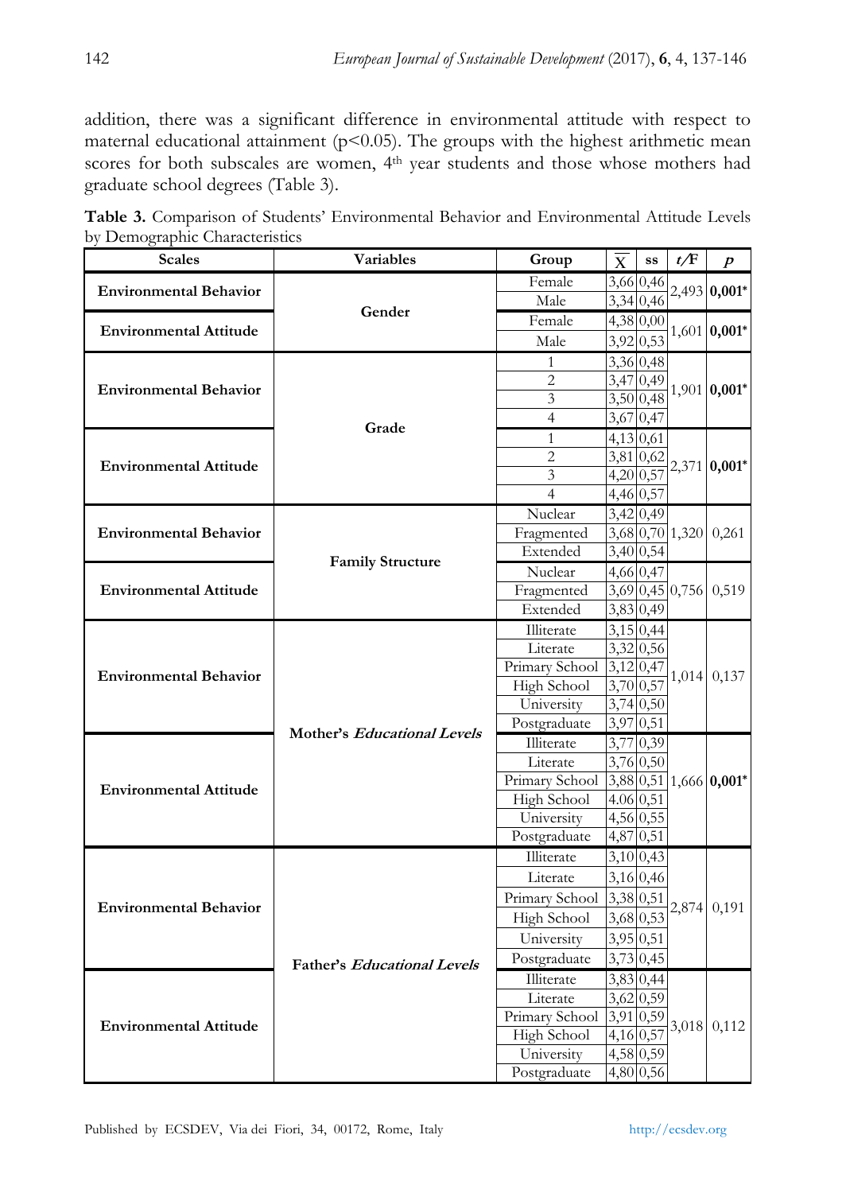addition, there was a significant difference in environmental attitude with respect to maternal educational attainment ($p<0.05$). The groups with the highest arithmetic mean scores for both subscales are women, 4th year students and those whose mothers had graduate school degrees (Table 3).

**Table 3.** Comparison of Students' Environmental Behavior and Environmental Attitude Levels by Demographic Characteristics

| Scales | Variables | Group | $\overline{X}$ | ss | t/F | p |
|---|---|---|---|---|---|---|
| **Environmental Behavior** | **Gender** | Female | 3,66 | 0,46 | 2,493 | **0,001*** |
| | | Male | 3,34 | 0,46 | | |
| **Environmental Attitude** | | Female | 4,38 | 0,00 | 1,601 | **0,001*** |
| | | Male | 3,92 | 0,53 | | |
| **Environmental Behavior** | **Grade** | 1 | 3,36 | 0,48 | 1,901 | **0,001*** |
| | | 2 | 3,47 | 0,49 | | |
| | | 3 | 3,50 | 0,48 | | |
| | | 4 | 3,67 | 0,47 | | |
| **Environmental Attitude** | | 1 | 4,13 | 0,61 | 2,371 | **0,001*** |
| | | 2 | 3,81 | 0,62 | | |
| | | 3 | 4,20 | 0,57 | | |
| | | 4 | 4,46 | 0,57 | | |
| **Environmental Behavior** | **Family Structure** | Nuclear | 3,42 | 0,49 | 1,320 | 0,261 |
| | | Fragmented | 3,68 | 0,70 | | |
| | | Extended | 3,40 | 0,54 | | |
| **Environmental Attitude** | | Nuclear | 4,66 | 0,47 | 0,756 | 0,519 |
| | | Fragmented | 3,69 | 0,45 | | |
| | | Extended | 3,83 | 0,49 | | |
| **Environmental Behavior** | **Mother's *Educational Levels*** | Illiterate | 3,15 | 0,44 | 1,014 | 0,137 |
| | | Literate | 3,32 | 0,56 | | |
| | | Primary School | 3,12 | 0,47 | | |
| | | High School | 3,70 | 0,57 | | |
| | | University | 3,74 | 0,50 | | |
| | | Postgraduate | 3,97 | 0,51 | | |
| **Environmental Attitude** | | Illiterate | 3,77 | 0,39 | 1,666 | **0,001*** |
| | | Literate | 3,76 | 0,50 | | |
| | | Primary School | 3,88 | 0,51 | | |
| | | High School | 4.06 | 0,51 | | |
| | | University | 4,56 | 0,55 | | |
| | | Postgraduate | 4,87 | 0,51 | | |
| **Environmental Behavior** | **Father's *Educational Levels*** | Illiterate | 3,10 | 0,43 | 2,874 | 0,191 |
| | | Literate | 3,16 | 0,46 | | |
| | | Primary School | 3,38 | 0,51 | | |
| | | High School | 3,68 | 0,53 | | |
| | | University | 3,95 | 0,51 | | |
| | | Postgraduate | 3,73 | 0,45 | | |
| **Environmental Attitude** | | Illiterate | 3,83 | 0,44 | 3,018 | 0,112 |
| | | Literate | 3,62 | 0,59 | | |
| | | Primary School | 3,91 | 0,59 | | |
| | | High School | 4,16 | 0,57 | | |
| | | University | 4,58 | 0,59 | | |
| | | Postgraduate | 4,80 | 0,56 | | |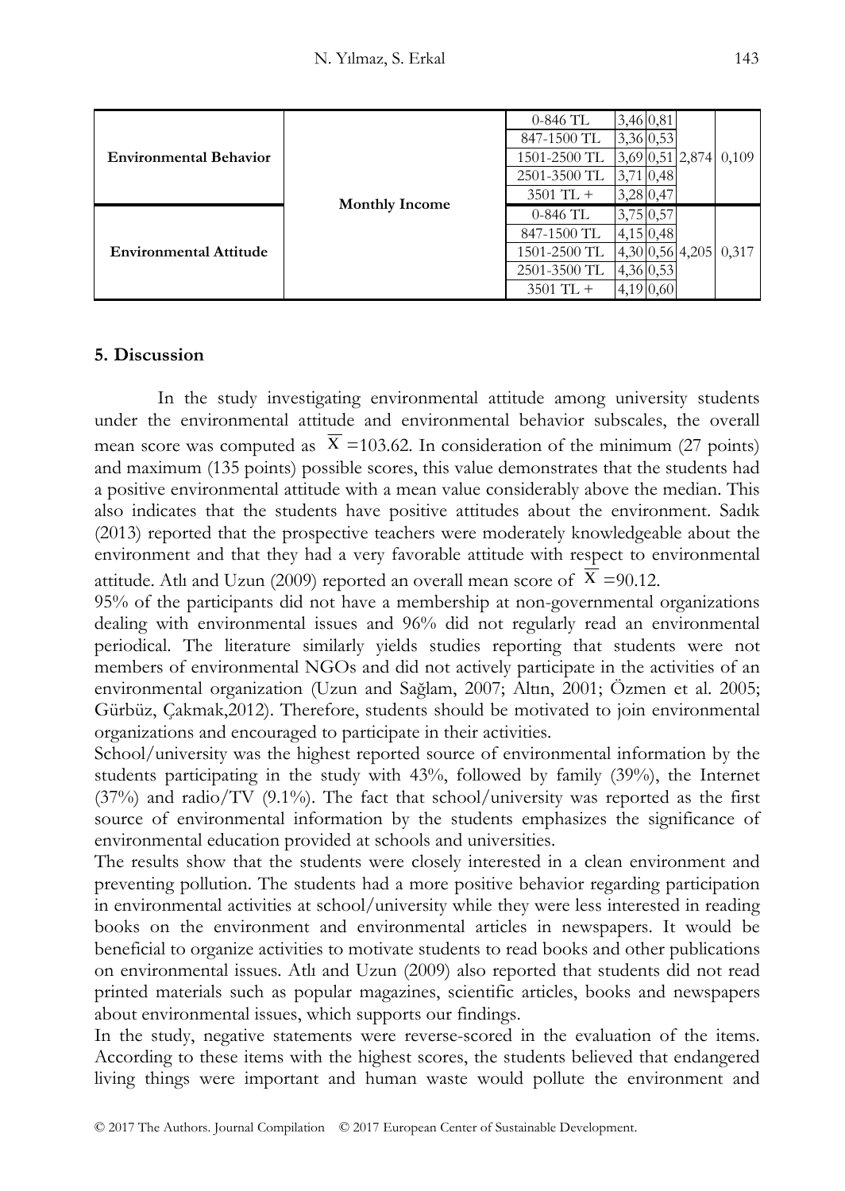| | | | | | | |
|---|---|---|---|---|---|---|
| **Environmental Behavior** | **Monthly Income** | 0-846 TL | 3,46 | 0,81 | 2,874 | 0,109 |
| | | 847-1500 TL | 3,36 | 0,53 | | |
| | | 1501-2500 TL | 3,69 | 0,51 | | |
| | | 2501-3500 TL | 3,71 | 0,48 | | |
| | | 3501 TL + | 3,28 | 0,47 | | |
| **Environmental Attitude** | | 0-846 TL | 3,75 | 0,57 | 4,205 | 0,317 |
| | | 847-1500 TL | 4,15 | 0,48 | | |
| | | 1501-2500 TL | 4,30 | 0,56 | | |
| | | 2501-3500 TL | 4,36 | 0,53 | | |
| | | 3501 TL + | 4,19 | 0,60 | | |

## 5. Discussion

In the study investigating environmental attitude among university students under the environmental attitude and environmental behavior subscales, the overall mean score was computed as $\overline{X}$ =103.62. In consideration of the minimum (27 points) and maximum (135 points) possible scores, this value demonstrates that the students had a positive environmental attitude with a mean value considerably above the median. This also indicates that the students have positive attitudes about the environment. Sadık (2013) reported that the prospective teachers were moderately knowledgeable about the environment and that they had a very favorable attitude with respect to environmental attitude. Atlı and Uzun (2009) reported an overall mean score of $\overline{X}$ =90.12.

95% of the participants did not have a membership at non-governmental organizations dealing with environmental issues and 96% did not regularly read an environmental periodical. The literature similarly yields studies reporting that students were not members of environmental NGOs and did not actively participate in the activities of an environmental organization (Uzun and Sağlam, 2007; Altın, 2001; Özmen et al. 2005; Gürbüz, Çakmak,2012). Therefore, students should be motivated to join environmental organizations and encouraged to participate in their activities.

School/university was the highest reported source of environmental information by the students participating in the study with 43%, followed by family (39%), the Internet (37%) and radio/TV (9.1%). The fact that school/university was reported as the first source of environmental information by the students emphasizes the significance of environmental education provided at schools and universities.

The results show that the students were closely interested in a clean environment and preventing pollution. The students had a more positive behavior regarding participation in environmental activities at school/university while they were less interested in reading books on the environment and environmental articles in newspapers. It would be beneficial to organize activities to motivate students to read books and other publications on environmental issues. Atlı and Uzun (2009) also reported that students did not read printed materials such as popular magazines, scientific articles, books and newspapers about environmental issues, which supports our findings.

In the study, negative statements were reverse-scored in the evaluation of the items. According to these items with the highest scores, the students believed that endangered living things were important and human waste would pollute the environment and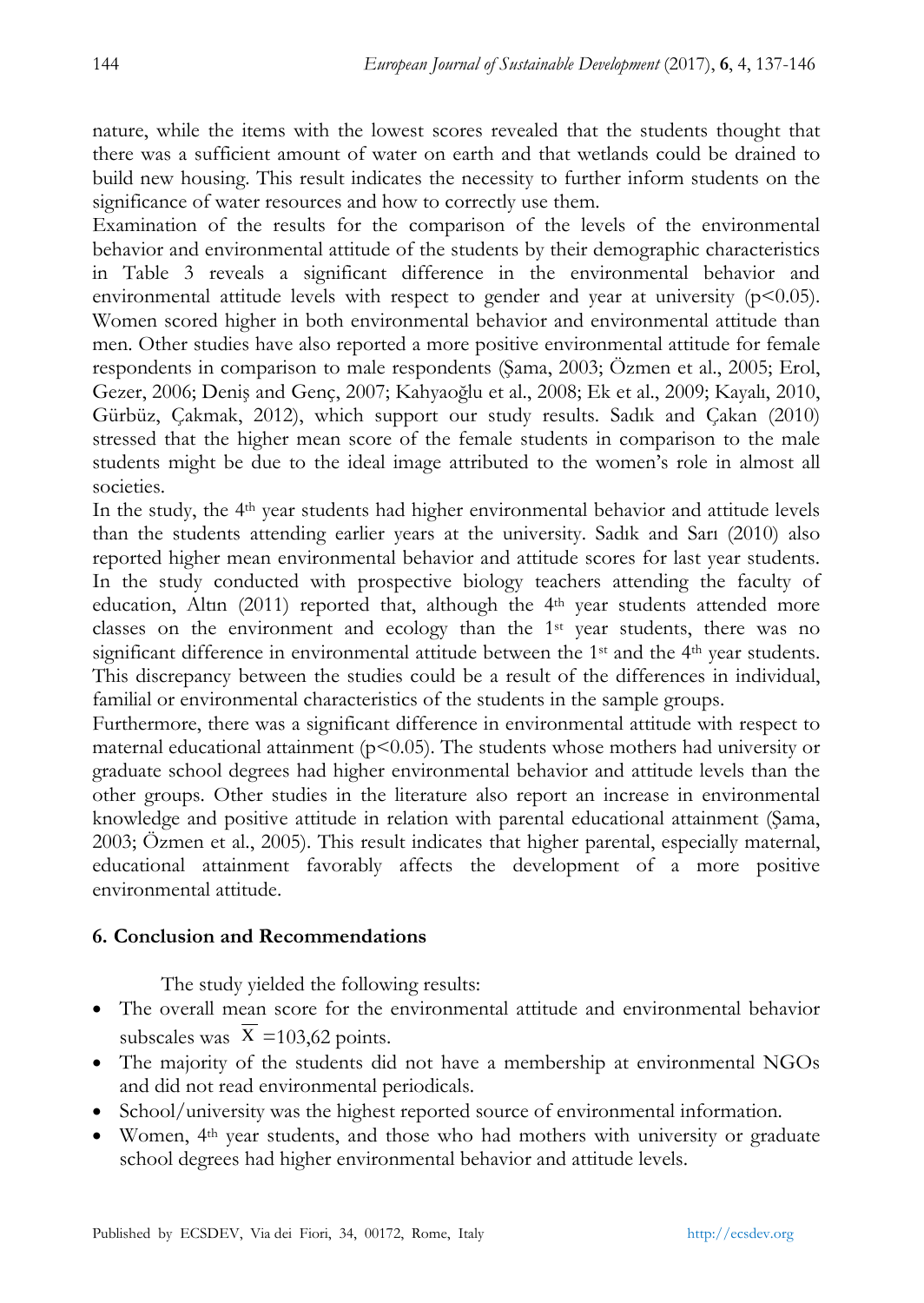nature, while the items with the lowest scores revealed that the students thought that there was a sufficient amount of water on earth and that wetlands could be drained to build new housing. This result indicates the necessity to further inform students on the significance of water resources and how to correctly use them.

Examination of the results for the comparison of the levels of the environmental behavior and environmental attitude of the students by their demographic characteristics in Table 3 reveals a significant difference in the environmental behavior and environmental attitude levels with respect to gender and year at university ($p<0.05$). Women scored higher in both environmental behavior and environmental attitude than men. Other studies have also reported a more positive environmental attitude for female respondents in comparison to male respondents (Şama, 2003; Özmen et al., 2005; Erol, Gezer, 2006; Deniş and Genç, 2007; Kahyaoğlu et al., 2008; Ek et al., 2009; Kayalı, 2010, Gürbüz, Çakmak, 2012), which support our study results. Sadık and Çakan (2010) stressed that the higher mean score of the female students in comparison to the male students might be due to the ideal image attributed to the women's role in almost all societies.

In the study, the 4th year students had higher environmental behavior and attitude levels than the students attending earlier years at the university. Sadık and Sarı (2010) also reported higher mean environmental behavior and attitude scores for last year students. In the study conducted with prospective biology teachers attending the faculty of education, Altın (2011) reported that, although the 4th year students attended more classes on the environment and ecology than the 1st year students, there was no significant difference in environmental attitude between the 1st and the 4th year students. This discrepancy between the studies could be a result of the differences in individual, familial or environmental characteristics of the students in the sample groups.

Furthermore, there was a significant difference in environmental attitude with respect to maternal educational attainment ($p<0.05$). The students whose mothers had university or graduate school degrees had higher environmental behavior and attitude levels than the other groups. Other studies in the literature also report an increase in environmental knowledge and positive attitude in relation with parental educational attainment (Şama, 2003; Özmen et al., 2005). This result indicates that higher parental, especially maternal, educational attainment favorably affects the development of a more positive environmental attitude.

## 6. Conclusion and Recommendations

The study yielded the following results:

- The overall mean score for the environmental attitude and environmental behavior subscales was $\overline{X}$ =103,62 points.
- The majority of the students did not have a membership at environmental NGOs and did not read environmental periodicals.
- School/university was the highest reported source of environmental information.
- Women, 4th year students, and those who had mothers with university or graduate school degrees had higher environmental behavior and attitude levels.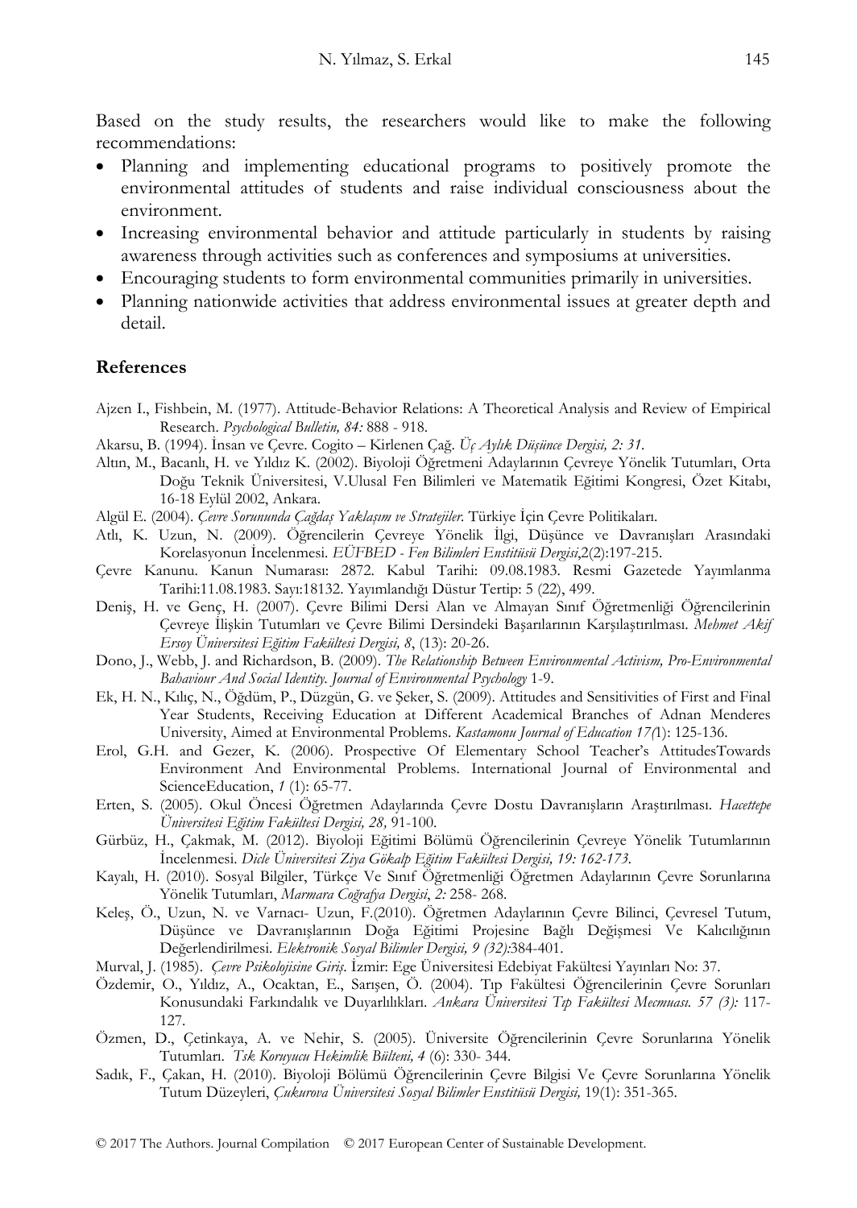Based on the study results, the researchers would like to make the following recommendations:

- Planning and implementing educational programs to positively promote the environmental attitudes of students and raise individual consciousness about the environment.
- Increasing environmental behavior and attitude particularly in students by raising awareness through activities such as conferences and symposiums at universities.
- Encouraging students to form environmental communities primarily in universities.
- Planning nationwide activities that address environmental issues at greater depth and detail.

## References

Ajzen I., Fishbein, M. (1977). Attitude-Behavior Relations: A Theoretical Analysis and Review of Empirical Research. *Psychological Bulletin, 84:* 888 - 918.

Akarsu, B. (1994). İnsan ve Çevre. Cogito – Kirlenen Çağ. *Üç Aylık Düşünce Dergisi, 2: 31.*

Altın, M., Bacanlı, H. ve Yıldız K. (2002). Biyoloji Öğretmeni Adaylarının Çevreye Yönelik Tutumları, Orta Doğu Teknik Üniversitesi, V.Ulusal Fen Bilimleri ve Matematik Eğitimi Kongresi, Özet Kitabı, 16-18 Eylül 2002, Ankara.

Algül E. (2004). *Çevre Sorununda Çağdaş Yaklaşım ve Stratejiler.* Türkiye İçin Çevre Politikaları.

Atlı, K. Uzun, N. (2009). Öğrencilerin Çevreye Yönelik İlgi, Düşünce ve Davranışları Arasındaki Korelasyonun İncelenmesi. *EÜFBED - Fen Bilimleri Enstitüsü Dergisi*,2(2):197-215.

Çevre Kanunu. Kanun Numarası: 2872. Kabul Tarihi: 09.08.1983. Resmi Gazetede Yayımlanma Tarihi:11.08.1983. Sayı:18132. Yayımlandığı Düstur Tertip: 5 (22), 499.

Deniş, H. ve Genç, H. (2007). Çevre Bilimi Dersi Alan ve Almayan Sınıf Öğretmenliği Öğrencilerinin Çevreye İlişkin Tutumları ve Çevre Bilimi Dersindeki Başarılarının Karşılaştırılması. *Mehmet Akif Ersoy Üniversitesi Eğitim Fakültesi Dergisi, 8*, (13): 20-26.

Dono, J., Webb, J. and Richardson, B. (2009). *The Relationship Between Environmental Activism, Pro-Environmental Bahaviour And Social Identity. Journal of Environmental Psychology* 1-9.

Ek, H. N., Kılıç, N., Öğdüm, P., Düzgün, G. ve Şeker, S. (2009). Attitudes and Sensitivities of First and Final Year Students, Receiving Education at Different Academical Branches of Adnan Menderes University, Aimed at Environmental Problems. *Kastamonu Journal of Education 17(*1): 125-136.

Erol, G.H. and Gezer, K. (2006). Prospective Of Elementary School Teacher's AttitudesTowards Environment And Environmental Problems. International Journal of Environmental and ScienceEducation, *1* (1): 65-77.

Erten, S. (2005). Okul Öncesi Öğretmen Adaylarında Çevre Dostu Davranışların Araştırılması. *Hacettepe Üniversitesi Eğitim Fakültesi Dergisi, 28,* 91-100.

Gürbüz, H., Çakmak, M. (2012). Biyoloji Eğitimi Bölümü Öğrencilerinin Çevreye Yönelik Tutumlarının İncelenmesi. *Dicle Üniversitesi Ziya Gökalp Eğitim Fakültesi Dergisi, 19: 162-173.*

Kayalı, H. (2010). Sosyal Bilgiler, Türkçe Ve Sınıf Öğretmenliği Öğretmen Adaylarının Çevre Sorunlarına Yönelik Tutumları, *Marmara Coğrafya Dergisi*, *2:* 258- 268.

Keleş, Ö., Uzun, N. ve Varnacı- Uzun, F.(2010). Öğretmen Adaylarının Çevre Bilinci, Çevresel Tutum, Düşünce ve Davranışlarının Doğa Eğitimi Projesine Bağlı Değişmesi Ve Kalıcılığının Değerlendirilmesi. *Elektronik Sosyal Bilimler Dergisi, 9 (32):*384-401.

Murval, J. (1985). *Çevre Psikolojisine Giriş.* İzmir: Ege Üniversitesi Edebiyat Fakültesi Yayınları No: 37.

Özdemir, O., Yıldız, A., Ocaktan, E., Sarışen, Ö. (2004). Tıp Fakültesi Öğrencilerinin Çevre Sorunları Konusundaki Farkındalık ve Duyarlılıkları. *Ankara Üniversitesi Tıp Fakültesi Mecmuası. 57 (3):* 117-127.

Özmen, D., Çetinkaya, A. ve Nehir, S. (2005). Üniversite Öğrencilerinin Çevre Sorunlarına Yönelik Tutumları. *Tsk Koruyucu Hekimlik Bülteni, 4* (6): 330- 344.

Sadık, F., Çakan, H. (2010). Biyoloji Bölümü Öğrencilerinin Çevre Bilgisi Ve Çevre Sorunlarına Yönelik Tutum Düzeyleri, *Çukurova Üniversitesi Sosyal Bilimler Enstitüsü Dergisi,* 19(1): 351-365.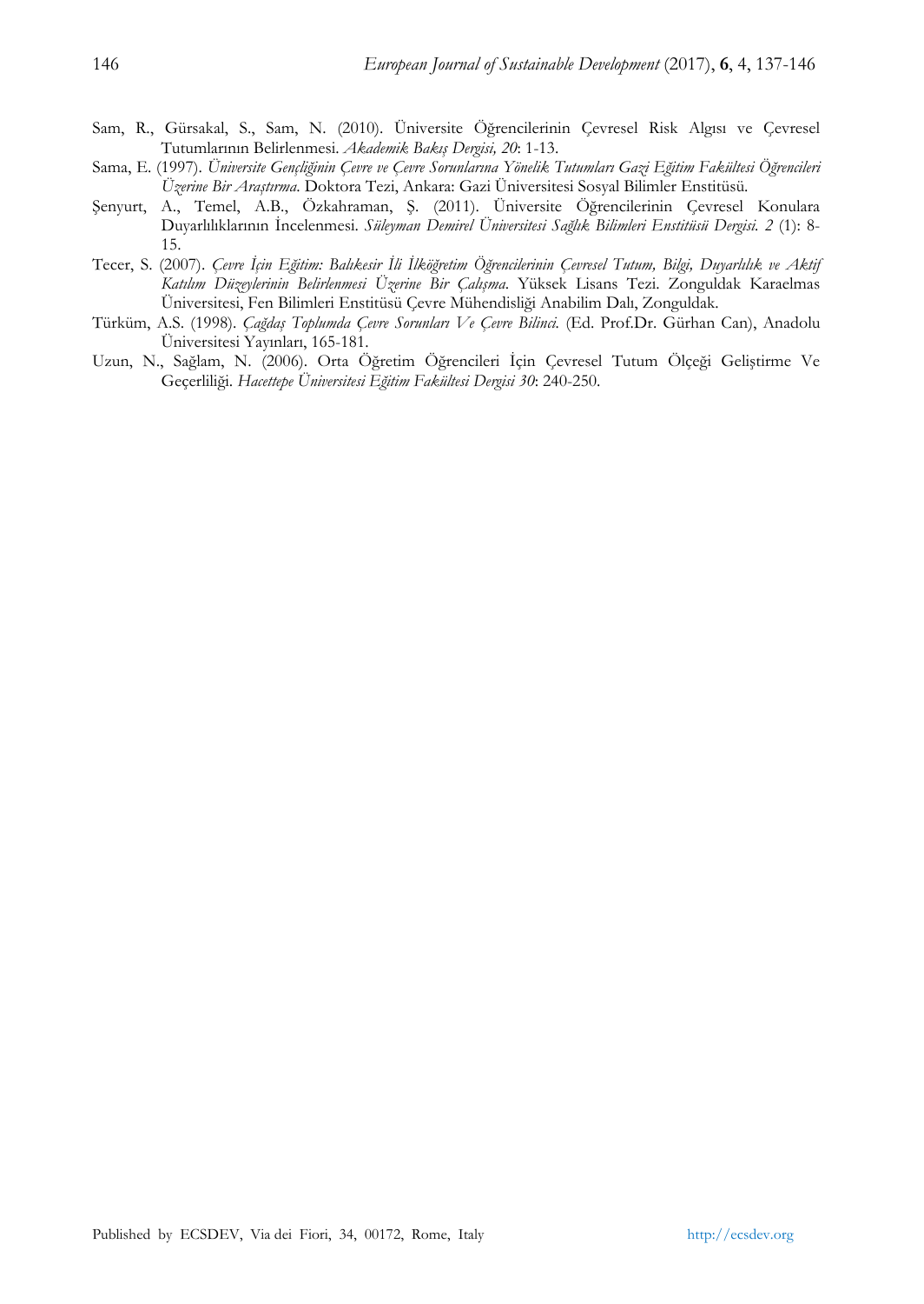Sam, R., Gürsakal, S., Sam, N. (2010). Üniversite Öğrencilerinin Çevresel Risk Algısı ve Çevresel Tutumlarının Belirlenmesi. *Akademik Bakış Dergisi, 20*: 1-13.

Sama, E. (1997). *Üniversite Gençliğinin Çevre ve Çevre Sorunlarına Yönelik Tutumları Gazi Eğitim Fakültesi Öğrencileri Üzerine Bir Araştırma*. Doktora Tezi, Ankara: Gazi Üniversitesi Sosyal Bilimler Enstitüsü.

Şenyurt, A., Temel, A.B., Özkahraman, Ş. (2011). Üniversite Öğrencilerinin Çevresel Konulara Duyarlılıklarının İncelenmesi. *Süleyman Demirel Üniversitesi Sağlık Bilimleri Enstitüsü Dergisi. 2* (1): 8-15.

Tecer, S. (2007). *Çevre İçin Eğitim: Balıkesir İli İlköğretim Öğrencilerinin Çevresel Tutum, Bilgi, Duyarlılık ve Aktif Katılım Düzeylerinin Belirlenmesi Üzerine Bir Çalışma*. Yüksek Lisans Tezi. Zonguldak Karaelmas Üniversitesi, Fen Bilimleri Enstitüsü Çevre Mühendisliği Anabilim Dalı, Zonguldak.

Türküm, A.S. (1998). *Çağdaş Toplumda Çevre Sorunları Ve Çevre Bilinci.* (Ed. Prof.Dr. Gürhan Can), Anadolu Üniversitesi Yayınları, 165-181.

Uzun, N., Sağlam, N. (2006). Orta Öğretim Öğrencileri İçin Çevresel Tutum Ölçeği Geliştirme Ve Geçerliliği. *Hacettepe Üniversitesi Eğitim Fakültesi Dergisi 30*: 240-250.